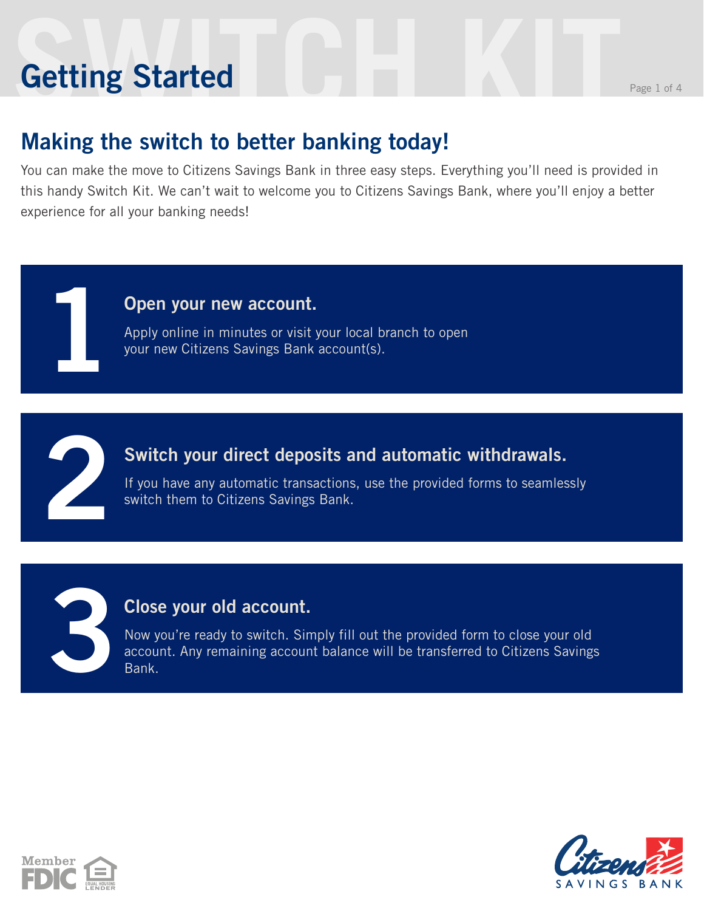# Getting Started

## Making the switch to better banking today!

You can make the move to Citizens Savings Bank in three easy steps. Everything you'll need is provided in this handy Switch Kit. We can't wait to welcome you to Citizens Savings Bank, where you'll enjoy a better experience for all your banking needs!

### 1 Open your new account.

Apply online in minutes or visit your local branch to open your new Citizens Savings Bank account(s).

### 2 Switch your direct deposits and automatic withdrawals.

If you have any automatic transactions, use the provided forms to seamlessly switch them to Citizens Savings Bank.

### 3 Close your old account.

Now you're ready to switch. Simply fill out the provided form to close your old account. Any remaining account balance will be transferred to Citizens Savings Bank.

Member FDIC

EQUAL HOUSING LENDER

Citizens SAVINGS BANK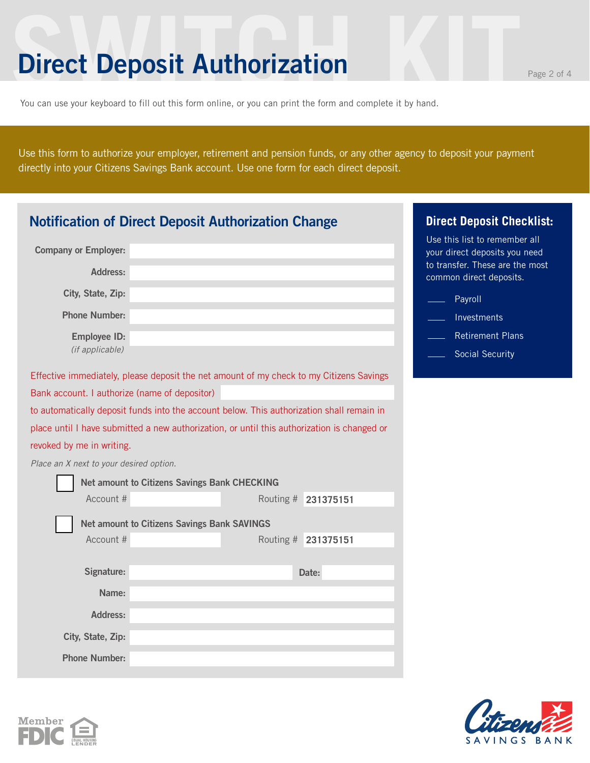# Direct Deposit Authorization

You can use your keyboard to fill out this form online, or you can print the form and complete it by hand.

Use this form to authorize your employer, retirement and pension funds, or any other agency to deposit your payment directly into your Citizens Savings Bank account. Use one form for each direct deposit.

## Notification of Direct Deposit Authorization Change

**Company or Employer:** ____________________

**Address:** ____________________

**City, State, Zip:** ____________________

**Phone Number:** ____________________

**Employee ID:** ____________________
*(if applicable)*

Effective immediately, please deposit the net amount of my check to my Citizens Savings Bank account. I authorize (name of depositor) ____________________ to automatically deposit funds into the account below. This authorization shall remain in place until I have submitted a new authorization, or until this authorization is changed or revoked by me in writing.

*Place an X next to your desired option.*

☐ **Net amount to Citizens Savings Bank CHECKING**
Account # ____________ Routing # 231375151

☐ **Net amount to Citizens Savings Bank SAVINGS**
Account # ____________ Routing # 231375151

**Signature:** ____________________ **Date:** ____________

**Name:** ____________________

**Address:** ____________________

**City, State, Zip:** ____________________

**Phone Number:** ____________________

## Direct Deposit Checklist:

Use this list to remember all your direct deposits you need to transfer. These are the most common direct deposits.

____ Payroll

____ Investments

____ Retirement Plans

____ Social Security

Member FDIC

Equal Housing Lender

Citizens Savings Bank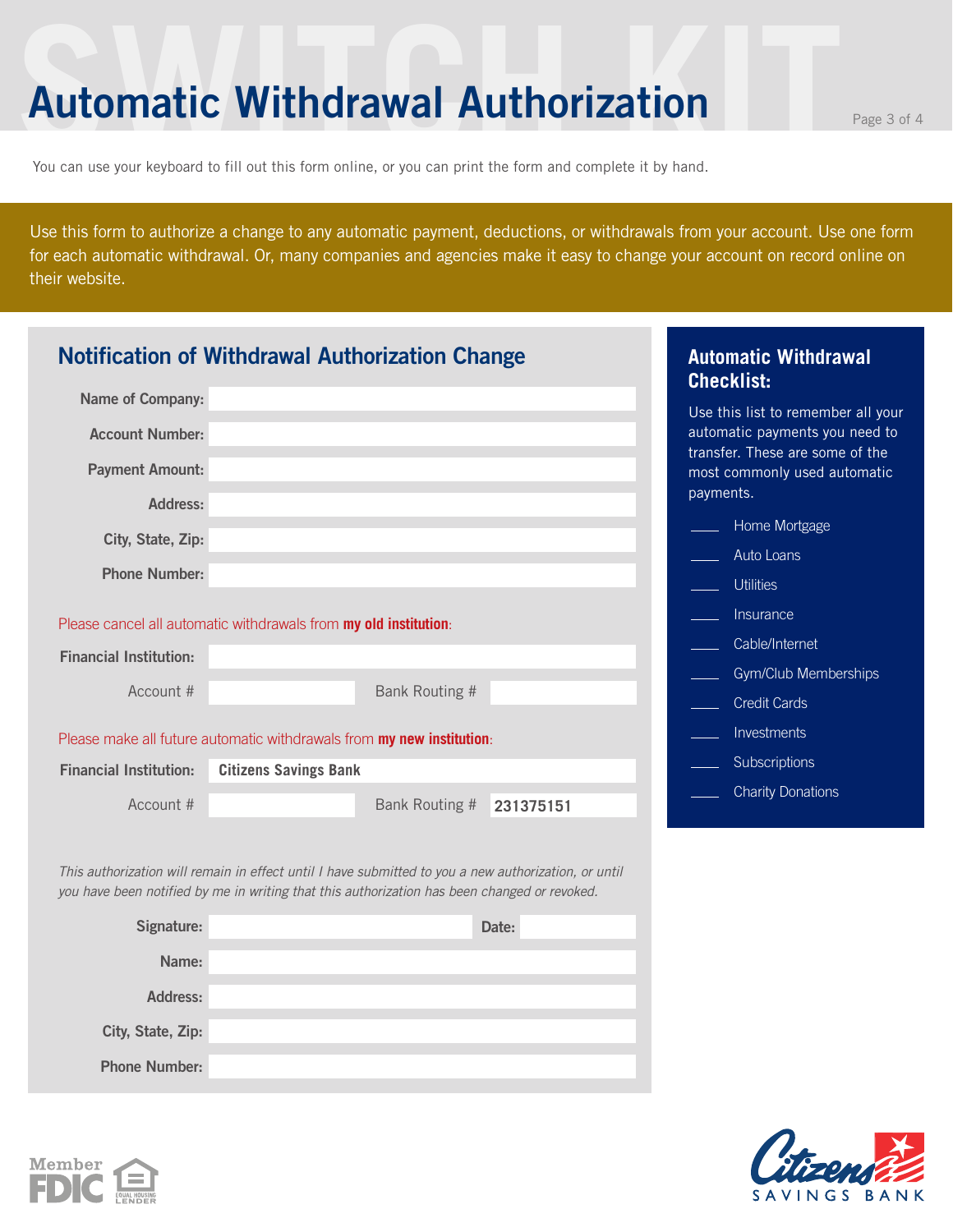# Automatic Withdrawal Authorization

You can use your keyboard to fill out this form online, or you can print the form and complete it by hand.

Use this form to authorize a change to any automatic payment, deductions, or withdrawals from your account. Use one form for each automatic withdrawal. Or, many companies and agencies make it easy to change your account on record online on their website.

## Notification of Withdrawal Authorization Change

**Name of Company:** ____________________

**Account Number:** ____________________

**Payment Amount:** ____________________

**Address:** ____________________

**City, State, Zip:** ____________________

**Phone Number:** ____________________

Please cancel all automatic withdrawals from **my old institution**:

**Financial Institution:** ____________________

Account # ____________ Bank Routing # ____________

Please make all future automatic withdrawals from **my new institution**:

**Financial Institution:** **Citizens Savings Bank**

Account # ____________ Bank Routing # **231375151**

*This authorization will remain in effect until I have submitted to you a new authorization, or until you have been notified by me in writing that this authorization has been changed or revoked.*

**Signature:** ____________________ **Date:** ____________

**Name:** ____________________

**Address:** ____________________

**City, State, Zip:** ____________________

**Phone Number:** ____________________

## Automatic Withdrawal Checklist:

Use this list to remember all your automatic payments you need to transfer. These are some of the most commonly used automatic payments.

- ____ Home Mortgage
- ____ Auto Loans
- ____ Utilities
- ____ Insurance
- ____ Cable/Internet
- ____ Gym/Club Memberships
- ____ Credit Cards
- ____ Investments
- ____ Subscriptions
- ____ Charity Donations

Member FDIC

Equal Housing Lender

Citizens Savings Bank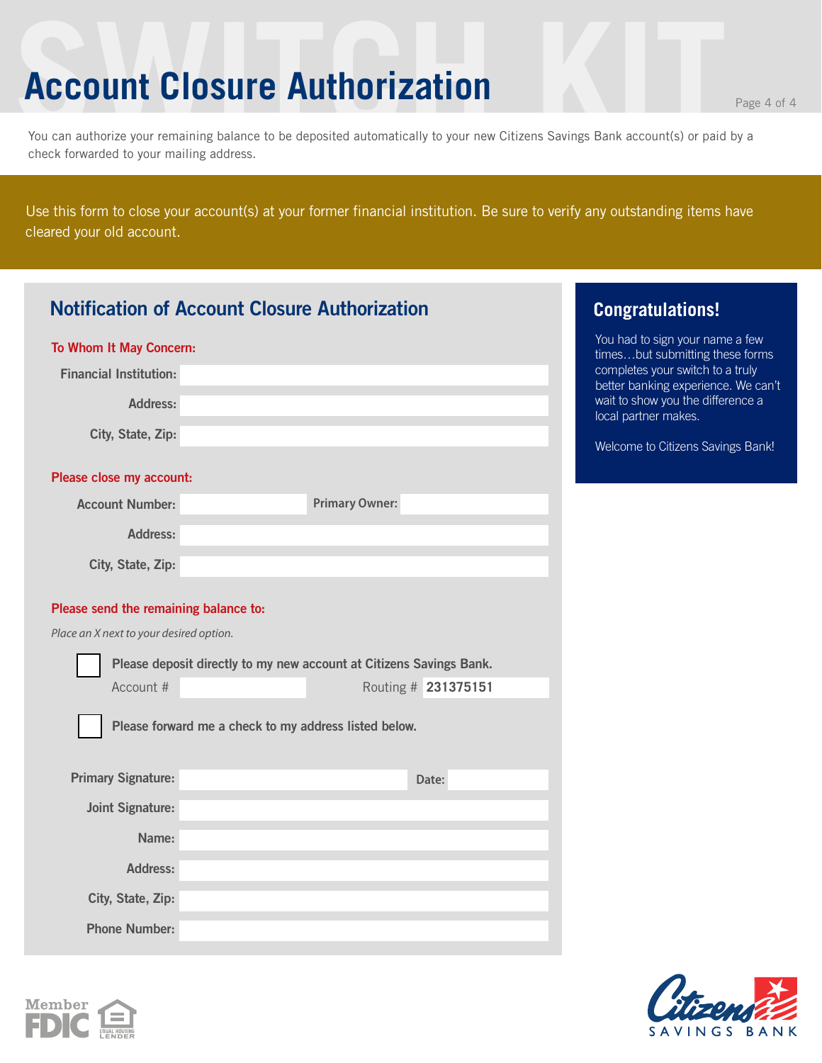# Account Closure Authorization

You can authorize your remaining balance to be deposited automatically to your new Citizens Savings Bank account(s) or paid by a check forwarded to your mailing address.

Use this form to close your account(s) at your former financial institution. Be sure to verify any outstanding items have cleared your old account.

## Notification of Account Closure Authorization

**To Whom It May Concern:**

**Financial Institution:**

**Address:**

**City, State, Zip:**

**Please close my account:**

**Account Number:** **Primary Owner:**

**Address:**

**City, State, Zip:**

**Please send the remaining balance to:**

*Place an X next to your desired option.*

☐ **Please deposit directly to my new account at Citizens Savings Bank.**

Account # Routing # **231375151**

☐ **Please forward me a check to my address listed below.**

**Primary Signature:** **Date:**

**Joint Signature:**

**Name:**

**Address:**

**City, State, Zip:**

**Phone Number:**

## Congratulations!

You had to sign your name a few times…but submitting these forms completes your switch to a truly better banking experience. We can't wait to show you the difference a local partner makes.

Welcome to Citizens Savings Bank!

Member FDIC

Equal Housing Lender

Citizens Savings Bank